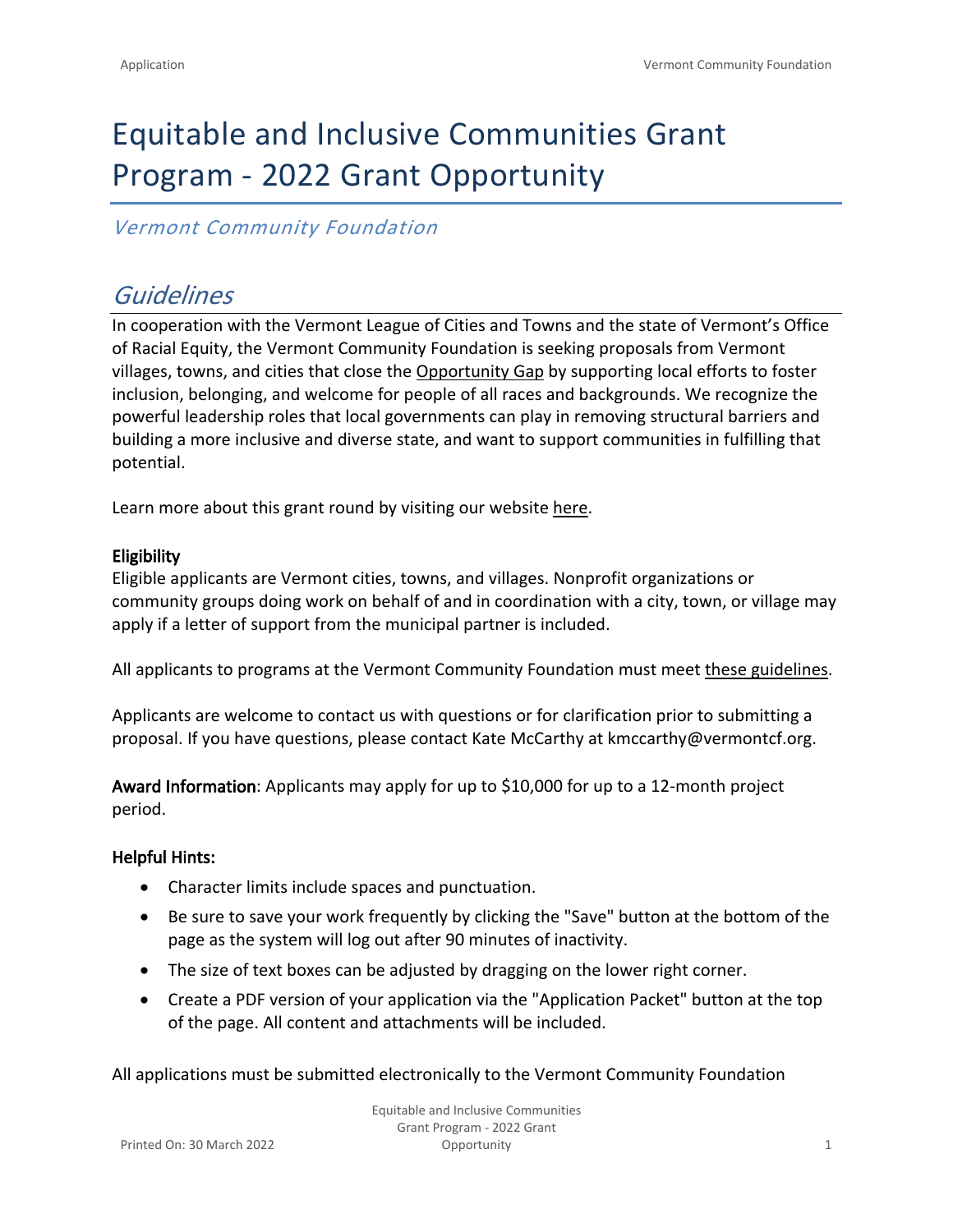# Equitable and Inclusive Communities Grant Program - 2022 Grant Opportunity

*Vermont Community Foundation*

## *Guidelines*

In cooperation with the Vermont League of Cities and Towns and the state of Vermont's Office of Racial Equity, the Vermont Community Foundation is seeking proposals from Vermont villages, towns, and cities that close the Opportunity Gap by supporting local efforts to foster inclusion, belonging, and welcome for people of all races and backgrounds. We recognize the powerful leadership roles that local governments can play in removing structural barriers and building a more inclusive and diverse state, and want to support communities in fulfilling that potential.

Learn more about this grant round by visiting our website here.

**Eligibility**

Eligible applicants are Vermont cities, towns, and villages. Nonprofit organizations or community groups doing work on behalf of and in coordination with a city, town, or village may apply if a letter of support from the municipal partner is included.

All applicants to programs at the Vermont Community Foundation must meet these guidelines.

Applicants are welcome to contact us with questions or for clarification prior to submitting a proposal. If you have questions, please contact Kate McCarthy at kmccarthy@vermontcf.org.

**Award Information**: Applicants may apply for up to $10,000 for up to a 12-month project period.

**Helpful Hints:**

- Character limits include spaces and punctuation.
- Be sure to save your work frequently by clicking the "Save" button at the bottom of the page as the system will log out after 90 minutes of inactivity.
- The size of text boxes can be adjusted by dragging on the lower right corner.
- Create a PDF version of your application via the "Application Packet" button at the top of the page. All content and attachments will be included.

All applications must be submitted electronically to the Vermont Community Foundation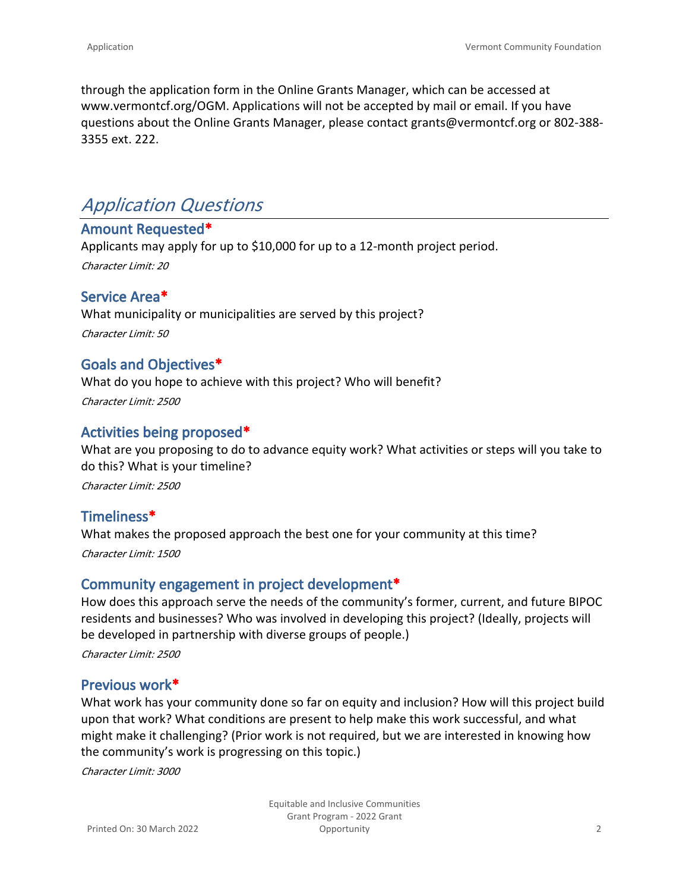through the application form in the Online Grants Manager, which can be accessed at www.vermontcf.org/OGM. Applications will not be accepted by mail or email. If you have questions about the Online Grants Manager, please contact grants@vermontcf.org or 802-388-3355 ext. 222.

## *Application Questions*

### Amount Requested*

Applicants may apply for up to $10,000 for up to a 12-month project period.

*Character Limit: 20*

### Service Area*

What municipality or municipalities are served by this project?

*Character Limit: 50*

### Goals and Objectives*

What do you hope to achieve with this project? Who will benefit?

*Character Limit: 2500*

### Activities being proposed*

What are you proposing to do to advance equity work? What activities or steps will you take to do this? What is your timeline?

*Character Limit: 2500*

### Timeliness*

What makes the proposed approach the best one for your community at this time?

*Character Limit: 1500*

### Community engagement in project development*

How does this approach serve the needs of the community's former, current, and future BIPOC residents and businesses? Who was involved in developing this project? (Ideally, projects will be developed in partnership with diverse groups of people.)

*Character Limit: 2500*

### Previous work*

What work has your community done so far on equity and inclusion? How will this project build upon that work? What conditions are present to help make this work successful, and what might make it challenging? (Prior work is not required, but we are interested in knowing how the community's work is progressing on this topic.)

*Character Limit: 3000*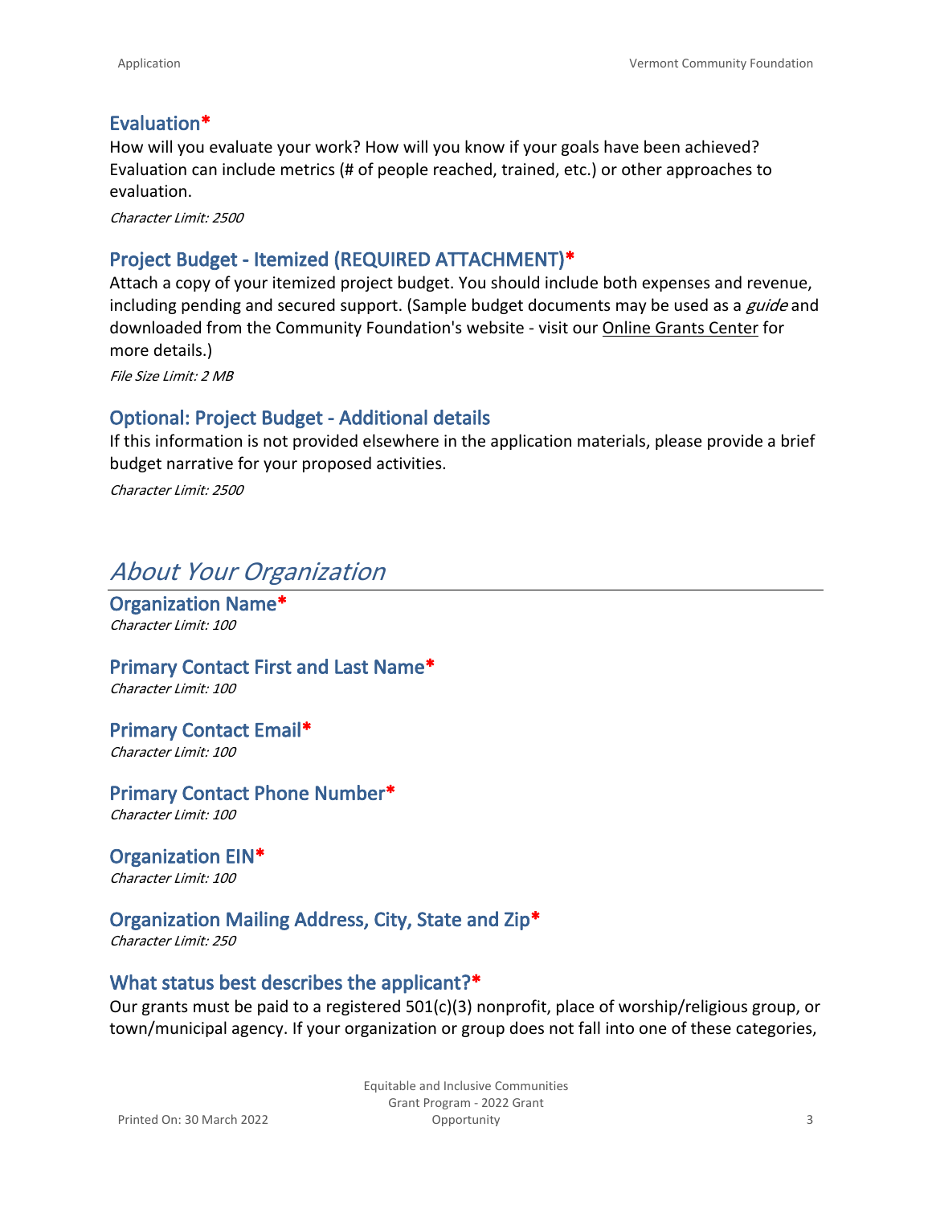### Evaluation*

How will you evaluate your work? How will you know if your goals have been achieved? Evaluation can include metrics (# of people reached, trained, etc.) or other approaches to evaluation.

*Character Limit: 2500*

### Project Budget - Itemized (REQUIRED ATTACHMENT)*

Attach a copy of your itemized project budget. You should include both expenses and revenue, including pending and secured support. (Sample budget documents may be used as a *guide* and downloaded from the Community Foundation's website - visit our Online Grants Center for more details.)

*File Size Limit: 2 MB*

### Optional: Project Budget - Additional details

If this information is not provided elsewhere in the application materials, please provide a brief budget narrative for your proposed activities.

*Character Limit: 2500*

## *About Your Organization*

### Organization Name*

*Character Limit: 100*

### Primary Contact First and Last Name*

*Character Limit: 100*

### Primary Contact Email*

*Character Limit: 100*

### Primary Contact Phone Number*

*Character Limit: 100*

### Organization EIN*

*Character Limit: 100*

### Organization Mailing Address, City, State and Zip*

*Character Limit: 250*

### What status best describes the applicant?*

Our grants must be paid to a registered 501(c)(3) nonprofit, place of worship/religious group, or town/municipal agency. If your organization or group does not fall into one of these categories,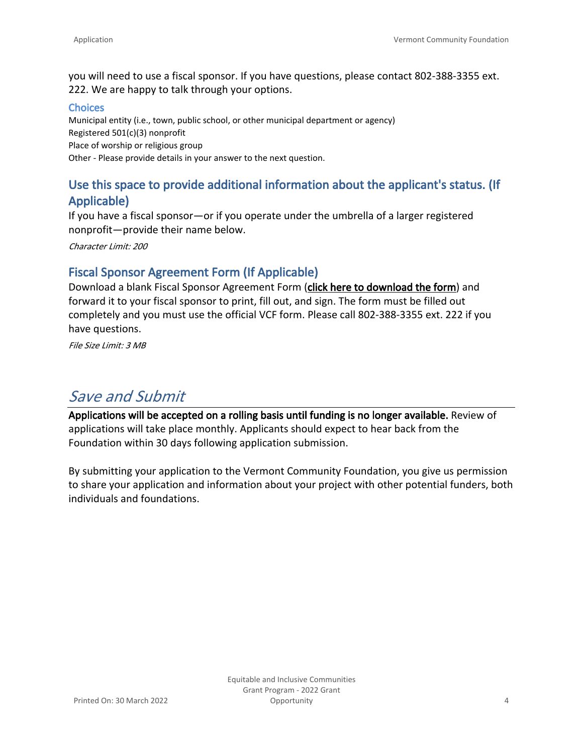you will need to use a fiscal sponsor. If you have questions, please contact 802-388-3355 ext. 222. We are happy to talk through your options.

### Choices

Municipal entity (i.e., town, public school, or other municipal department or agency)
Registered 501(c)(3) nonprofit
Place of worship or religious group
Other - Please provide details in your answer to the next question.

## Use this space to provide additional information about the applicant's status. (If Applicable)

If you have a fiscal sponsor—or if you operate under the umbrella of a larger registered nonprofit—provide their name below.

*Character Limit: 200*

## Fiscal Sponsor Agreement Form (If Applicable)

Download a blank Fiscal Sponsor Agreement Form (**click here to download the form**) and forward it to your fiscal sponsor to print, fill out, and sign. The form must be filled out completely and you must use the official VCF form. Please call 802-388-3355 ext. 222 if you have questions.

*File Size Limit: 3 MB*

# *Save and Submit*

**Applications will be accepted on a rolling basis until funding is no longer available.** Review of applications will take place monthly. Applicants should expect to hear back from the Foundation within 30 days following application submission.

By submitting your application to the Vermont Community Foundation, you give us permission to share your application and information about your project with other potential funders, both individuals and foundations.